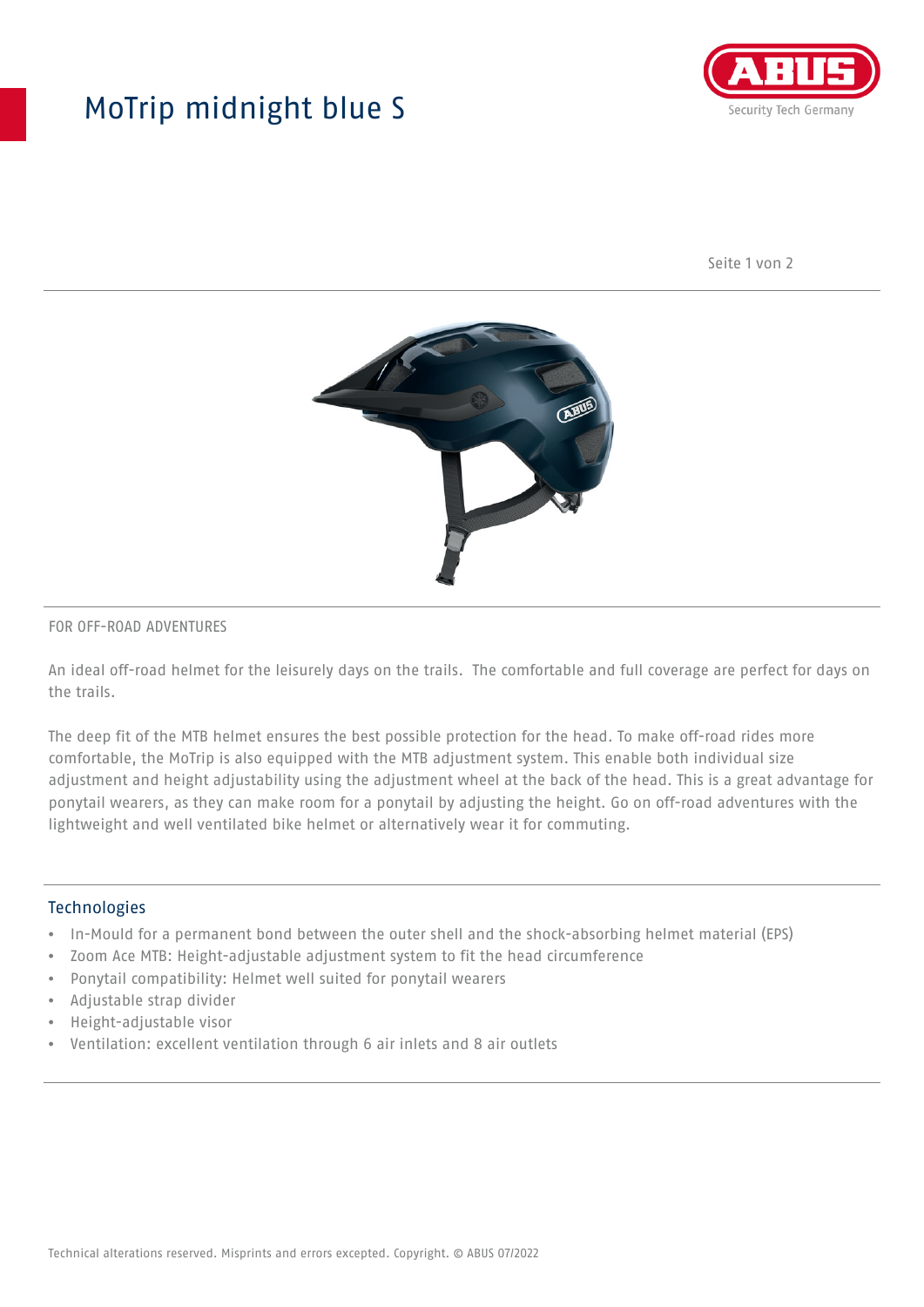# MoTrip midnight blue S

ABUS
Security Tech Germany

FOR OFF-ROAD ADVENTURES

An ideal off-road helmet for the leisurely days on the trails.  The comfortable and full coverage are perfect for days on the trails.

The deep fit of the MTB helmet ensures the best possible protection for the head. To make off-road rides more comfortable, the MoTrip is also equipped with the MTB adjustment system. This enable both individual size adjustment and height adjustability using the adjustment wheel at the back of the head. This is a great advantage for ponytail wearers, as they can make room for a ponytail by adjusting the height. Go on off-road adventures with the lightweight and well ventilated bike helmet or alternatively wear it for commuting.

## Technologies

- In-Mould for a permanent bond between the outer shell and the shock-absorbing helmet material (EPS)
- Zoom Ace MTB: Height-adjustable adjustment system to fit the head circumference
- Ponytail compatibility: Helmet well suited for ponytail wearers
- Adjustable strap divider
- Height-adjustable visor
- Ventilation: excellent ventilation through 6 air inlets and 8 air outlets

Technical alterations reserved. Misprints and errors excepted. Copyright. © ABUS 07/2022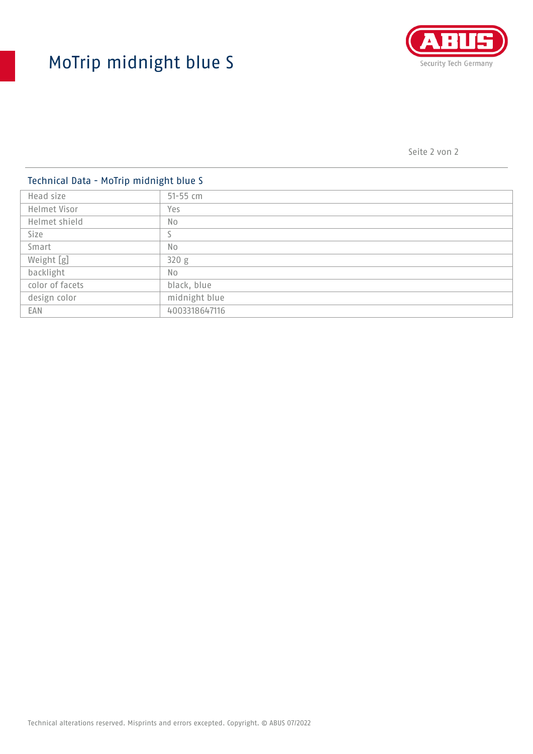# MoTrip midnight blue S

## Technical Data - MoTrip midnight blue S

| | |
|---|---|
| Head size | 51-55 cm |
| Helmet Visor | Yes |
| Helmet shield | No |
| Size | S |
| Smart | No |
| Weight [g] | 320 g |
| backlight | No |
| color of facets | black, blue |
| design color | midnight blue |
| EAN | 4003318647116 |

Technical alterations reserved. Misprints and errors excepted. Copyright. © ABUS 07/2022